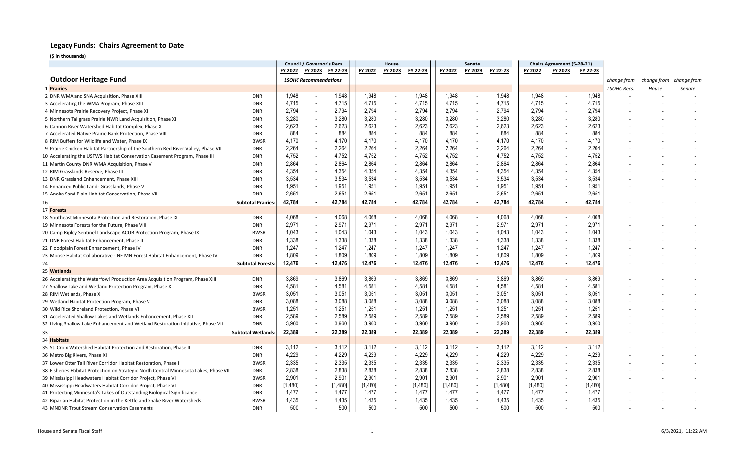## Legacy Funds: Chairs Agreement to Date

**($ in thousands)**

| | | Council / Governor's Recs | | | House | | | Senate | | | Chairs Agreement (5-28-21) | | | | | |
|---|---|---|---|---|---|---|---|---|---|---|---|---|---|---|---|---|
| | | FY 2022 | FY 2023 | FY 22-23 | FY 2022 | FY 2023 | FY 22-23 | FY 2022 | FY 2023 | FY 22-23 | FY 2022 | FY 2023 | FY 22-23 | | | |
| **Outdoor Heritage Fund** | | *LSOHC Recommendations* | | | | | | | | | | | | *change from* | *change from* | *change from* |
| 1 **Prairies** | | | | | | | | | | | | | | *LSOHC Recs.* | *House* | *Senate* |
| 2 DNR WMA and SNA Acquisition, Phase XIII | DNR | 1,948 | - | 1,948 | 1,948 | - | 1,948 | 1,948 | - | 1,948 | 1,948 | - | 1,948 | - | - | - |
| 3 Accelerating the WMA Program, Phase XIII | DNR | 4,715 | - | 4,715 | 4,715 | - | 4,715 | 4,715 | - | 4,715 | 4,715 | - | 4,715 | - | - | - |
| 4 Minnesota Prairie Recovery Project, Phase XI | DNR | 2,794 | - | 2,794 | 2,794 | - | 2,794 | 2,794 | - | 2,794 | 2,794 | - | 2,794 | - | - | - |
| 5 Northern Tallgrass Prairie NWR Land Acquisition, Phase XI | DNR | 3,280 | - | 3,280 | 3,280 | - | 3,280 | 3,280 | - | 3,280 | 3,280 | - | 3,280 | - | - | - |
| 6 Cannon River Watershed Habitat Complex, Phase X | DNR | 2,623 | - | 2,623 | 2,623 | - | 2,623 | 2,623 | - | 2,623 | 2,623 | - | 2,623 | - | - | - |
| 7 Accelerated Native Prairie Bank Protection, Phase VIII | DNR | 884 | - | 884 | 884 | - | 884 | 884 | - | 884 | 884 | - | 884 | - | - | - |
| 8 RIM Buffers for Wildlife and Water, Phase IX | BWSR | 4,170 | - | 4,170 | 4,170 | - | 4,170 | 4,170 | - | 4,170 | 4,170 | - | 4,170 | - | - | - |
| 9 Prairie Chicken Habitat Partnership of the Southern Red River Valley, Phase VII | DNR | 2,264 | - | 2,264 | 2,264 | - | 2,264 | 2,264 | - | 2,264 | 2,264 | - | 2,264 | - | - | - |
| 10 Accelerating the USFWS Habitat Conservation Easement Program, Phase III | DNR | 4,752 | - | 4,752 | 4,752 | - | 4,752 | 4,752 | - | 4,752 | 4,752 | - | 4,752 | - | - | - |
| 11 Martin County DNR WMA Acquisition, Phase V | DNR | 2,864 | - | 2,864 | 2,864 | - | 2,864 | 2,864 | - | 2,864 | 2,864 | - | 2,864 | - | - | - |
| 12 RIM Grasslands Reserve, Phase III | DNR | 4,354 | - | 4,354 | 4,354 | - | 4,354 | 4,354 | - | 4,354 | 4,354 | - | 4,354 | - | - | - |
| 13 DNR Grassland Enhancement, Phase XIII | DNR | 3,534 | - | 3,534 | 3,534 | - | 3,534 | 3,534 | - | 3,534 | 3,534 | - | 3,534 | - | - | - |
| 14 Enhanced Public Land- Grasslands, Phase V | DNR | 1,951 | - | 1,951 | 1,951 | - | 1,951 | 1,951 | - | 1,951 | 1,951 | - | 1,951 | - | - | - |
| 15 Anoka Sand Plain Habitat Conservation, Phase VII | DNR | 2,651 | - | 2,651 | 2,651 | - | 2,651 | 2,651 | - | 2,651 | 2,651 | - | 2,651 | - | - | - |
| 16 | **Subtotal Prairies:** | **42,784** | **-** | **42,784** | **42,784** | **-** | **42,784** | **42,784** | **-** | **42,784** | **42,784** | **-** | **42,784** | - | - | - |
| 17 **Forests** | | | | | | | | | | | | | | | | |
| 18 Southeast Minnesota Protection and Restoration, Phase IX | DNR | 4,068 | - | 4,068 | 4,068 | - | 4,068 | 4,068 | - | 4,068 | 4,068 | - | 4,068 | - | - | - |
| 19 Minnesota Forests for the Future, Phase VIII | DNR | 2,971 | - | 2,971 | 2,971 | - | 2,971 | 2,971 | - | 2,971 | 2,971 | - | 2,971 | - | - | - |
| 20 Camp Ripley Sentinel Landscape ACUB Protection Program, Phase IX | BWSR | 1,043 | - | 1,043 | 1,043 | - | 1,043 | 1,043 | - | 1,043 | 1,043 | - | 1,043 | - | - | - |
| 21 DNR Forest Habitat Enhancement, Phase II | DNR | 1,338 | - | 1,338 | 1,338 | - | 1,338 | 1,338 | - | 1,338 | 1,338 | - | 1,338 | - | - | - |
| 22 Floodplain Forest Enhancement, Phase IV | DNR | 1,247 | - | 1,247 | 1,247 | - | 1,247 | 1,247 | - | 1,247 | 1,247 | - | 1,247 | - | - | - |
| 23 Moose Habitat Collaborative - NE MN Forest Habitat Enhancement, Phase IV | DNR | 1,809 | - | 1,809 | 1,809 | - | 1,809 | 1,809 | - | 1,809 | 1,809 | - | 1,809 | - | - | - |
| 24 | **Subtotal Forests:** | **12,476** | **-** | **12,476** | **12,476** | **-** | **12,476** | **12,476** | **-** | **12,476** | **12,476** | **-** | **12,476** | - | - | - |
| 25 **Wetlands** | | | | | | | | | | | | | | | | |
| 26 Accelerating the Waterfowl Production Area Acquisition Program, Phase XIII | DNR | 3,869 | - | 3,869 | 3,869 | - | 3,869 | 3,869 | - | 3,869 | 3,869 | - | 3,869 | - | - | - |
| 27 Shallow Lake and Wetland Protection Program, Phase X | DNR | 4,581 | - | 4,581 | 4,581 | - | 4,581 | 4,581 | - | 4,581 | 4,581 | - | 4,581 | - | - | - |
| 28 RIM Wetlands, Phase X | BWSR | 3,051 | - | 3,051 | 3,051 | - | 3,051 | 3,051 | - | 3,051 | 3,051 | - | 3,051 | - | - | - |
| 29 Wetland Habitat Protection Program, Phase V | DNR | 3,088 | - | 3,088 | 3,088 | - | 3,088 | 3,088 | - | 3,088 | 3,088 | - | 3,088 | - | - | - |
| 30 Wild Rice Shoreland Protection, Phase VI | BWSR | 1,251 | - | 1,251 | 1,251 | - | 1,251 | 1,251 | - | 1,251 | 1,251 | - | 1,251 | - | - | - |
| 31 Accelerated Shallow Lakes and Wetlands Enhancement, Phase XII | DNR | 2,589 | - | 2,589 | 2,589 | - | 2,589 | 2,589 | - | 2,589 | 2,589 | - | 2,589 | - | - | - |
| 32 Living Shallow Lake Enhancement and Wetland Restoration Initiative, Phase VII | DNR | 3,960 | - | 3,960 | 3,960 | - | 3,960 | 3,960 | - | 3,960 | 3,960 | - | 3,960 | - | - | - |
| 33 | **Subtotal Wetlands:** | **22,389** | **-** | **22,389** | **22,389** | **-** | **22,389** | **22,389** | **-** | **22,389** | **22,389** | **-** | **22,389** | - | - | - |
| 34 **Habitats** | | | | | | | | | | | | | | | | |
| 35 St. Croix Watershed Habitat Protection and Restoration, Phase II | DNR | 3,112 | - | 3,112 | 3,112 | - | 3,112 | 3,112 | - | 3,112 | 3,112 | - | 3,112 | - | - | - |
| 36 Metro Big Rivers, Phase XI | DNR | 4,229 | - | 4,229 | 4,229 | - | 4,229 | 4,229 | - | 4,229 | 4,229 | - | 4,229 | - | - | - |
| 37 Lower Otter Tail River Corridor Habitat Restoration, Phase I | BWSR | 2,335 | - | 2,335 | 2,335 | - | 2,335 | 2,335 | - | 2,335 | 2,335 | - | 2,335 | - | - | - |
| 38 Fisheries Habitat Protection on Strategic North Central Minnesota Lakes, Phase VII | DNR | 2,838 | - | 2,838 | 2,838 | - | 2,838 | 2,838 | - | 2,838 | 2,838 | - | 2,838 | - | - | - |
| 39 Mississippi Headwaters Habitat Corridor Project, Phase VI | BWSR | 2,901 | - | 2,901 | 2,901 | - | 2,901 | 2,901 | - | 2,901 | 2,901 | - | 2,901 | - | - | - |
| 40 Mississippi Headwaters Habitat Corridor Project, Phase VI | DNR | [1,480] | - | [1,480] | [1,480] | - | [1,480] | [1,480] | - | [1,480] | [1,480] | - | [1,480] | | | |
| 41 Protecting Minnesota's Lakes of Outstanding Biological Significance | DNR | 1,477 | - | 1,477 | 1,477 | - | 1,477 | 1,477 | - | 1,477 | 1,477 | - | 1,477 | - | - | - |
| 42 Riparian Habitat Protection in the Kettle and Snake River Watersheds | BWSR | 1,435 | - | 1,435 | 1,435 | - | 1,435 | 1,435 | - | 1,435 | 1,435 | - | 1,435 | - | - | - |
| 43 MNDNR Trout Stream Conservation Easements | DNR | 500 | - | 500 | 500 | - | 500 | 500 | - | 500 | 500 | - | 500 | - | - | - |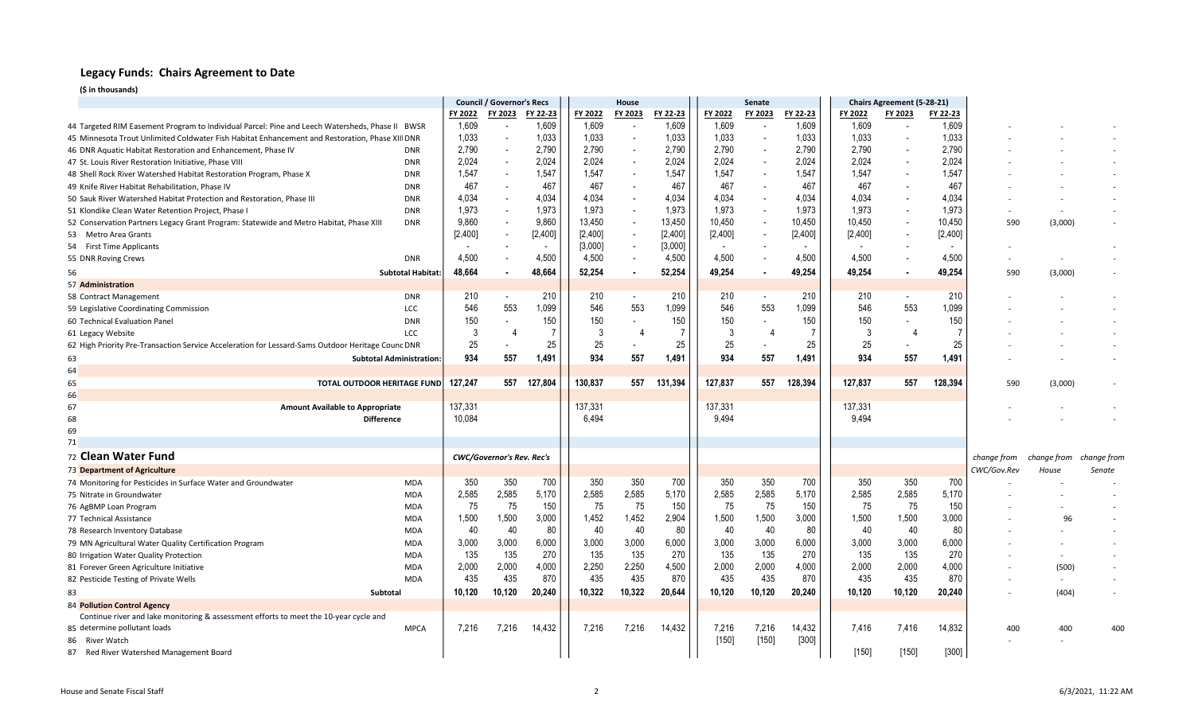## Legacy Funds: Chairs Agreement to Date

**($ in thousands)**

| # | Item | Agency | Council / Governor's Recs FY 2022 | FY 2023 | FY 22-23 | House FY 2022 | FY 2023 | FY 22-23 | Senate FY 2022 | FY 2023 | FY 22-23 | Chairs Agreement (5-28-21) FY 2022 | FY 2023 | FY 22-23 | | | |
|---|---|---|---|---|---|---|---|---|---|---|---|---|---|---|---|---|---|
| 44 | Targeted RIM Easement Program to Individual Parcel: Pine and Leech Watersheds, Phase II | BWSR | 1,609 | - | 1,609 | 1,609 | - | 1,609 | 1,609 | - | 1,609 | 1,609 | - | 1,609 | - | - | - |
| 45 | Minnesota Trout Unlimited Coldwater Fish Habitat Enhancement and Restoration, Phase XIII | DNR | 1,033 | - | 1,033 | 1,033 | - | 1,033 | 1,033 | - | 1,033 | 1,033 | - | 1,033 | - | - | - |
| 46 | DNR Aquatic Habitat Restoration and Enhancement, Phase IV | DNR | 2,790 | - | 2,790 | 2,790 | - | 2,790 | 2,790 | - | 2,790 | 2,790 | - | 2,790 | - | - | - |
| 47 | St. Louis River Restoration Initiative, Phase VIII | DNR | 2,024 | - | 2,024 | 2,024 | - | 2,024 | 2,024 | - | 2,024 | 2,024 | - | 2,024 | - | - | - |
| 48 | Shell Rock River Watershed Habitat Restoration Program, Phase X | DNR | 1,547 | - | 1,547 | 1,547 | - | 1,547 | 1,547 | - | 1,547 | 1,547 | - | 1,547 | - | - | - |
| 49 | Knife River Habitat Rehabilitation, Phase IV | DNR | 467 | - | 467 | 467 | - | 467 | 467 | - | 467 | 467 | - | 467 | - | - | - |
| 50 | Sauk River Watershed Habitat Protection and Restoration, Phase III | DNR | 4,034 | - | 4,034 | 4,034 | - | 4,034 | 4,034 | - | 4,034 | 4,034 | - | 4,034 | - | - | - |
| 51 | Klondike Clean Water Retention Project, Phase I | DNR | 1,973 | - | 1,973 | 1,973 | - | 1,973 | 1,973 | - | 1,973 | 1,973 | - | 1,973 | - | - | - |
| 52 | Conservation Partners Legacy Grant Program: Statewide and Metro Habitat, Phase XIII | DNR | 9,860 | - | 9,860 | 13,450 | - | 13,450 | 10,450 | - | 10,450 | 10,450 | - | 10,450 | 590 | (3,000) | - |
| 53 | Metro Area Grants | | [2,400] | - | [2,400] | [2,400] | - | [2,400] | [2,400] | - | [2,400] | [2,400] | - | [2,400] | | | |
| 54 | First Time Applicants | | - | - | - | [3,000] | - | [3,000] | - | - | - | - | - | - | - | | - |
| 55 | DNR Roving Crews | DNR | 4,500 | - | 4,500 | 4,500 | - | 4,500 | 4,500 | - | 4,500 | 4,500 | - | 4,500 | - | - | - |
| 56 | **Subtotal Habitat:** | | **48,664** | **-** | **48,664** | **52,254** | **-** | **52,254** | **49,254** | **-** | **49,254** | **49,254** | **-** | **49,254** | 590 | (3,000) | - |
| 57 | **Administration** | | | | | | | | | | | | | | | | |
| 58 | Contract Management | DNR | 210 | - | 210 | 210 | - | 210 | 210 | - | 210 | 210 | - | 210 | - | - | - |
| 59 | Legislative Coordinating Commission | LCC | 546 | 553 | 1,099 | 546 | 553 | 1,099 | 546 | 553 | 1,099 | 546 | 553 | 1,099 | - | - | - |
| 60 | Technical Evaluation Panel | DNR | 150 | - | 150 | 150 | - | 150 | 150 | - | 150 | 150 | - | 150 | - | - | - |
| 61 | Legacy Website | LCC | 3 | 4 | 7 | 3 | 4 | 7 | 3 | 4 | 7 | 3 | 4 | 7 | - | - | - |
| 62 | High Priority Pre-Transaction Service Acceleration for Lessard-Sams Outdoor Heritage Council | DNR | 25 | - | 25 | 25 | - | 25 | 25 | - | 25 | 25 | - | 25 | - | - | - |
| 63 | **Subtotal Administration:** | | **934** | **557** | **1,491** | **934** | **557** | **1,491** | **934** | **557** | **1,491** | **934** | **557** | **1,491** | - | - | - |
| 64 | | | | | | | | | | | | | | | | | |
| 65 | **TOTAL OUTDOOR HERITAGE FUND** | | **127,247** | **557** | **127,804** | **130,837** | **557** | **131,394** | **127,837** | **557** | **128,394** | **127,837** | **557** | **128,394** | 590 | (3,000) | - |
| 66 | | | | | | | | | | | | | | | | | |
| 67 | **Amount Available to Appropriate** | | 137,331 | | | 137,331 | | | 137,331 | | | 137,331 | | | - | - | - |
| 68 | **Difference** | | 10,084 | | | 6,494 | | | 9,494 | | | 9,494 | | | - | - | - |
| 69 | | | | | | | | | | | | | | | | | |
| 71 | | | | | | | | | | | | | | | | | |
| 72 | **Clean Water Fund** | | *CWC/Governor's Rev. Rec's* | | | | | | | | | | | | *change from CWC/Gov.Rev* | *change from House* | *change from Senate* |
| 73 | **Department of Agriculture** | | | | | | | | | | | | | | | | |
| 74 | Monitoring for Pesticides in Surface Water and Groundwater | MDA | 350 | 350 | 700 | 350 | 350 | 700 | 350 | 350 | 700 | 350 | 350 | 700 | - | - | - |
| 75 | Nitrate in Groundwater | MDA | 2,585 | 2,585 | 5,170 | 2,585 | 2,585 | 5,170 | 2,585 | 2,585 | 5,170 | 2,585 | 2,585 | 5,170 | - | - | - |
| 76 | AgBMP Loan Program | MDA | 75 | 75 | 150 | 75 | 75 | 150 | 75 | 75 | 150 | 75 | 75 | 150 | - | - | - |
| 77 | Technical Assistance | MDA | 1,500 | 1,500 | 3,000 | 1,452 | 1,452 | 2,904 | 1,500 | 1,500 | 3,000 | 1,500 | 1,500 | 3,000 | - | 96 | - |
| 78 | Research Inventory Database | MDA | 40 | 40 | 80 | 40 | 40 | 80 | 40 | 40 | 80 | 40 | 40 | 80 | - | - | - |
| 79 | MN Agricultural Water Quality Certification Program | MDA | 3,000 | 3,000 | 6,000 | 3,000 | 3,000 | 6,000 | 3,000 | 3,000 | 6,000 | 3,000 | 3,000 | 6,000 | - | - | - |
| 80 | Irrigation Water Quality Protection | MDA | 135 | 135 | 270 | 135 | 135 | 270 | 135 | 135 | 270 | 135 | 135 | 270 | - | - | - |
| 81 | Forever Green Agriculture Initiative | MDA | 2,000 | 2,000 | 4,000 | 2,250 | 2,250 | 4,500 | 2,000 | 2,000 | 4,000 | 2,000 | 2,000 | 4,000 | - | (500) | - |
| 82 | Pesticide Testing of Private Wells | MDA | 435 | 435 | 870 | 435 | 435 | 870 | 435 | 435 | 870 | 435 | 435 | 870 | - | - | - |
| 83 | **Subtotal** | | **10,120** | **10,120** | **20,240** | **10,322** | **10,322** | **20,644** | **10,120** | **10,120** | **20,240** | **10,120** | **10,120** | **20,240** | - | (404) | - |
| 84 | **Pollution Control Agency** | | | | | | | | | | | | | | | | |
| 85 | Continue river and lake monitoring & assessment efforts to meet the 10-year cycle and determine pollutant loads | MPCA | 7,216 | 7,216 | 14,432 | 7,216 | 7,216 | 14,432 | 7,216 | 7,216 | 14,432 | 7,416 | 7,416 | 14,832 | 400 | 400 | 400 |
| 86 | River Watch | | | | | | | | [150] | [150] | [300] | | | | - | - | |
| 87 | Red River Watershed Management Board | | | | | | | | | | | [150] | [150] | [300] | | | |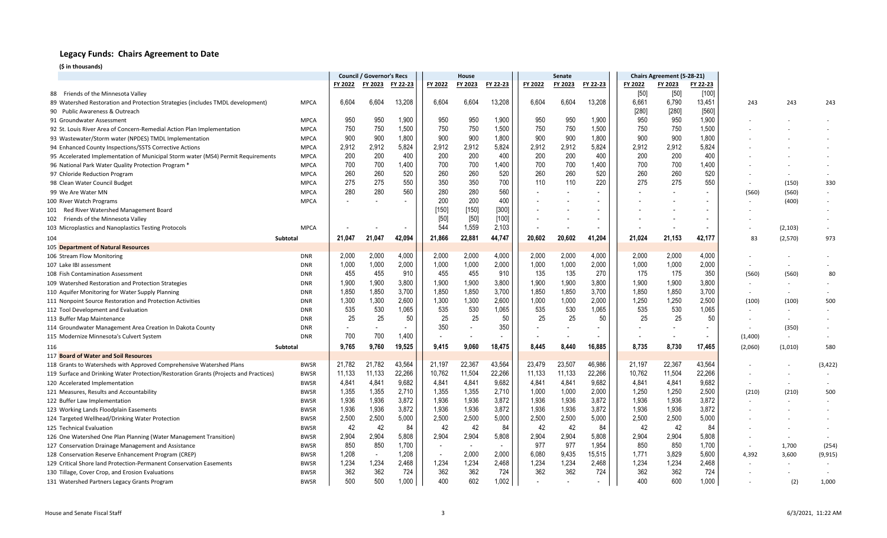## Legacy Funds: Chairs Agreement to Date

**($ in thousands)**

| | | Council / Governor's Recs | | | House | | | Senate | | | Chairs Agreement (5-28-21) | | | | | |
|---|---|---|---|---|---|---|---|---|---|---|---|---|---|---|---|---|
| | | FY 2022 | FY 2023 | FY 22-23 | FY 2022 | FY 2023 | FY 22-23 | FY 2022 | FY 2023 | FY 22-23 | FY 2022 | FY 2023 | FY 22-23 | | | |
| 88 Friends of the Minnesota Valley | | | | | | | | | | | [50] | [50] | [100] | | | |
| 89 Watershed Restoration and Protection Strategies (includes TMDL development) | MPCA | 6,604 | 6,604 | 13,208 | 6,604 | 6,604 | 13,208 | 6,604 | 6,604 | 13,208 | 6,661 | 6,790 | 13,451 | 243 | 243 | 243 |
| 90 Public Awareness & Outreach | | | | | | | | | | | [280] | [280] | [560] | | | |
| 91 Groundwater Assessment | MPCA | 950 | 950 | 1,900 | 950 | 950 | 1,900 | 950 | 950 | 1,900 | 950 | 950 | 1,900 | - | - | - |
| 92 St. Louis River Area of Concern-Remedial Action Plan Implementation | MPCA | 750 | 750 | 1,500 | 750 | 750 | 1,500 | 750 | 750 | 1,500 | 750 | 750 | 1,500 | - | - | - |
| 93 Wastewater/Storm water (NPDES) TMDL Implementation | MPCA | 900 | 900 | 1,800 | 900 | 900 | 1,800 | 900 | 900 | 1,800 | 900 | 900 | 1,800 | - | - | - |
| 94 Enhanced County Inspections/SSTS Corrective Actions | MPCA | 2,912 | 2,912 | 5,824 | 2,912 | 2,912 | 5,824 | 2,912 | 2,912 | 5,824 | 2,912 | 2,912 | 5,824 | - | - | - |
| 95 Accelerated Implementation of Municipal Storm water (MS4) Permit Requirements | MPCA | 200 | 200 | 400 | 200 | 200 | 400 | 200 | 200 | 400 | 200 | 200 | 400 | - | - | - |
| 96 National Park Water Quality Protection Program * | MPCA | 700 | 700 | 1,400 | 700 | 700 | 1,400 | 700 | 700 | 1,400 | 700 | 700 | 1,400 | - | - | - |
| 97 Chloride Reduction Program | MPCA | 260 | 260 | 520 | 260 | 260 | 520 | 260 | 260 | 520 | 260 | 260 | 520 | - | - | - |
| 98 Clean Water Council Budget | MPCA | 275 | 275 | 550 | 350 | 350 | 700 | 110 | 110 | 220 | 275 | 275 | 550 | - | (150) | 330 |
| 99 We Are Water MN | MPCA | 280 | 280 | 560 | 280 | 280 | 560 | - | - | - | - | - | - | (560) | (560) | - |
| 100 River Watch Programs | MPCA | - | - | - | 200 | 200 | 400 | - | - | - | - | - | - | - | (400) | - |
| 101 Red River Watershed Management Board | | | | | [150] | [150] | [300] | - | - | - | - | - | - | - | | |
| 102 Friends of the Minnesota Valley | | | | | [50] | [50] | [100] | - | - | - | - | - | - | - | | |
| 103 Microplastics and Nanoplastics Testing Protocols | MPCA | - | - | - | 544 | 1,559 | 2,103 | - | - | - | - | - | - | - | (2,103) | - |
| 104 Subtotal | | 21,047 | 21,047 | 42,094 | 21,866 | 22,881 | 44,747 | 20,602 | 20,602 | 41,204 | 21,024 | 21,153 | 42,177 | 83 | (2,570) | 973 |
| 105 **Department of Natural Resources** | | | | | | | | | | | | | | | | |
| 106 Stream Flow Monitoring | DNR | 2,000 | 2,000 | 4,000 | 2,000 | 2,000 | 4,000 | 2,000 | 2,000 | 4,000 | 2,000 | 2,000 | 4,000 | - | - | - |
| 107 Lake IBI assessment | DNR | 1,000 | 1,000 | 2,000 | 1,000 | 1,000 | 2,000 | 1,000 | 1,000 | 2,000 | 1,000 | 1,000 | 2,000 | - | - | - |
| 108 Fish Contamination Assessment | DNR | 455 | 455 | 910 | 455 | 455 | 910 | 135 | 135 | 270 | 175 | 175 | 350 | (560) | (560) | 80 |
| 109 Watershed Restoration and Protection Strategies | DNR | 1,900 | 1,900 | 3,800 | 1,900 | 1,900 | 3,800 | 1,900 | 1,900 | 3,800 | 1,900 | 1,900 | 3,800 | - | - | - |
| 110 Aquifer Monitoring for Water Supply Planning | DNR | 1,850 | 1,850 | 3,700 | 1,850 | 1,850 | 3,700 | 1,850 | 1,850 | 3,700 | 1,850 | 1,850 | 3,700 | - | - | - |
| 111 Nonpoint Source Restoration and Protection Activities | DNR | 1,300 | 1,300 | 2,600 | 1,300 | 1,300 | 2,600 | 1,000 | 1,000 | 2,000 | 1,250 | 1,250 | 2,500 | (100) | (100) | 500 |
| 112 Tool Development and Evaluation | DNR | 535 | 530 | 1,065 | 535 | 530 | 1,065 | 535 | 530 | 1,065 | 535 | 530 | 1,065 | - | - | - |
| 113 Buffer Map Maintenance | DNR | 25 | 25 | 50 | 25 | 25 | 50 | 25 | 25 | 50 | 25 | 25 | 50 | - | - | - |
| 114 Groundwater Management Area Creation In Dakota County | DNR | - | - | - | 350 | - | 350 | - | - | - | - | - | - | - | (350) | - |
| 115 Modernize Minnesota's Culvert System | DNR | 700 | 700 | 1,400 | - | - | - | - | - | - | - | - | - | (1,400) | - | - |
| 116 Subtotal | | 9,765 | 9,760 | 19,525 | 9,415 | 9,060 | 18,475 | 8,445 | 8,440 | 16,885 | 8,735 | 8,730 | 17,465 | (2,060) | (1,010) | 580 |
| 117 **Board of Water and Soil Resources** | | | | | | | | | | | | | | | | |
| 118 Grants to Watersheds with Approved Comprehensive Watershed Plans | BWSR | 21,782 | 21,782 | 43,564 | 21,197 | 22,367 | 43,564 | 23,479 | 23,507 | 46,986 | 21,197 | 22,367 | 43,564 | - | - | (3,422) |
| 119 Surface and Drinking Water Protection/Restoration Grants (Projects and Practices) | BWSR | 11,133 | 11,133 | 22,266 | 10,762 | 11,504 | 22,266 | 11,133 | 11,133 | 22,266 | 10,762 | 11,504 | 22,266 | - | - | - |
| 120 Accelerated Implementation | BWSR | 4,841 | 4,841 | 9,682 | 4,841 | 4,841 | 9,682 | 4,841 | 4,841 | 9,682 | 4,841 | 4,841 | 9,682 | - | - | - |
| 121 Measures, Results and Accountability | BWSR | 1,355 | 1,355 | 2,710 | 1,355 | 1,355 | 2,710 | 1,000 | 1,000 | 2,000 | 1,250 | 1,250 | 2,500 | (210) | (210) | 500 |
| 122 Buffer Law Implementation | BWSR | 1,936 | 1,936 | 3,872 | 1,936 | 1,936 | 3,872 | 1,936 | 1,936 | 3,872 | 1,936 | 1,936 | 3,872 | - | - | - |
| 123 Working Lands Floodplain Easements | BWSR | 1,936 | 1,936 | 3,872 | 1,936 | 1,936 | 3,872 | 1,936 | 1,936 | 3,872 | 1,936 | 1,936 | 3,872 | - | - | - |
| 124 Targeted Wellhead/Drinking Water Protection | BWSR | 2,500 | 2,500 | 5,000 | 2,500 | 2,500 | 5,000 | 2,500 | 2,500 | 5,000 | 2,500 | 2,500 | 5,000 | - | - | - |
| 125 Technical Evaluation | BWSR | 42 | 42 | 84 | 42 | 42 | 84 | 42 | 42 | 84 | 42 | 42 | 84 | - | - | - |
| 126 One Watershed One Plan Planning (Water Management Transition) | BWSR | 2,904 | 2,904 | 5,808 | 2,904 | 2,904 | 5,808 | 2,904 | 2,904 | 5,808 | 2,904 | 2,904 | 5,808 | - | - | - |
| 127 Conservation Drainage Management and Assistance | BWSR | 850 | 850 | 1,700 | - | - | - | 977 | 977 | 1,954 | 850 | 850 | 1,700 | - | 1,700 | (254) |
| 128 Conservation Reserve Enhancement Program (CREP) | BWSR | 1,208 | - | 1,208 | - | 2,000 | 2,000 | 6,080 | 9,435 | 15,515 | 1,771 | 3,829 | 5,600 | 4,392 | 3,600 | (9,915) |
| 129 Critical Shore land Protection-Permanent Conservation Easements | BWSR | 1,234 | 1,234 | 2,468 | 1,234 | 1,234 | 2,468 | 1,234 | 1,234 | 2,468 | 1,234 | 1,234 | 2,468 | - | - | - |
| 130 Tillage, Cover Crop, and Erosion Evaluations | BWSR | 362 | 362 | 724 | 362 | 362 | 724 | 362 | 362 | 724 | 362 | 362 | 724 | - | - | - |
| 131 Watershed Partners Legacy Grants Program | BWSR | 500 | 500 | 1,000 | 400 | 602 | 1,002 | - | - | - | 400 | 600 | 1,000 | - | (2) | 1,000 |

House and Senate Fiscal Staff 6/3/2021, 11:22 AM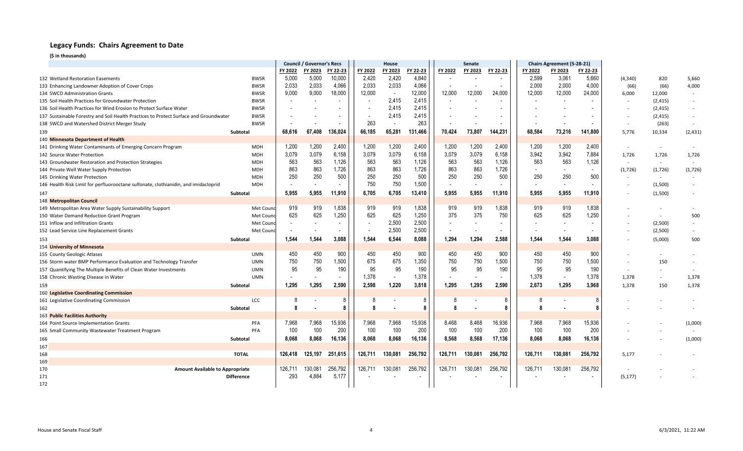## Legacy Funds: Chairs Agreement to Date

**($ in thousands)**

| # | Item | Agency | Council / Governor's Recs FY 2022 | FY 2023 | FY 22-23 | House FY 2022 | FY 2023 | FY 22-23 | Senate FY 2022 | FY 2023 | FY 22-23 | Chairs Agreement (5-28-21) FY 2022 | FY 2023 | FY 22-23 | | | |
|---|---|---|---|---|---|---|---|---|---|---|---|---|---|---|---|---|---|
| 132 | Wetland Restoration Easements | BWSR | 5,000 | 5,000 | 10,000 | 2,420 | 2,420 | 4,840 | - | - | - | 2,599 | 3,061 | 5,660 | (4,340) | 820 | 5,660 |
| 133 | Enhancing Landowner Adoption of Cover Crops | BWSR | 2,033 | 2,033 | 4,066 | 2,033 | 2,033 | 4,066 | - | - | - | 2,000 | 2,000 | 4,000 | (66) | (66) | 4,000 |
| 134 | SWCD Administration Grants | BWSR | 9,000 | 9,000 | 18,000 | 12,000 | - | 12,000 | 12,000 | 12,000 | 24,000 | 12,000 | 12,000 | 24,000 | 6,000 | 12,000 | - |
| 135 | Soil Health Practices for Groundwater Protection | BWSR | - | - | - | - | 2,415 | 2,415 | - | - | - | - | - | - | - | (2,415) | - |
| 136 | Soil Health Practices for Wind Erosion to Protect Surface Water | BWSR | - | - | - | - | 2,415 | 2,415 | - | - | - | - | - | - | - | (2,415) | - |
| 137 | Sustainable Forestry and Soil Health Practices to Protect Surface and Groundwater | BWSR | - | - | - | - | 2,415 | 2,415 | - | - | - | - | - | - | - | (2,415) | - |
| 138 | SWCD and Watershed District Merger Study | BWSR | - | - | - | 263 | - | 263 | - | - | - | - | - | - | - | (263) | - |
| 139 | **Subtotal** | | **68,616** | **67,408** | **136,024** | **66,185** | **65,281** | **131,466** | **70,424** | **73,807** | **144,231** | **68,584** | **73,216** | **141,800** | 5,776 | 10,334 | (2,431) |
| 140 | **Minnesota Department of Health** | | | | | | | | | | | | | | | | |
| 141 | Drinking Water Contaminants of Emerging Concern Program | MDH | 1,200 | 1,200 | 2,400 | 1,200 | 1,200 | 2,400 | 1,200 | 1,200 | 2,400 | 1,200 | 1,200 | 2,400 | - | - | - |
| 142 | Source Water Protection | MDH | 3,079 | 3,079 | 6,158 | 3,079 | 3,079 | 6,158 | 3,079 | 3,079 | 6,158 | 3,942 | 3,942 | 7,884 | 1,726 | 1,726 | 1,726 |
| 143 | Groundwater Restoration and Protection Strategies | MDH | 563 | 563 | 1,126 | 563 | 563 | 1,126 | 563 | 563 | 1,126 | 563 | 563 | 1,126 | - | - | - |
| 144 | Private Well Water Supply Protection | MDH | 863 | 863 | 1,726 | 863 | 863 | 1,726 | 863 | 863 | 1,726 | - | - | - | (1,726) | (1,726) | (1,726) |
| 145 | Drinking Water Protection | MDH | 250 | 250 | 500 | 250 | 250 | 500 | 250 | 250 | 500 | 250 | 250 | 500 | - | - | - |
| 146 | Health Risk Limit for perfluorooctane sulfonate, clothianidin, and imidacloprid | MDH | - | - | - | 750 | 750 | 1,500 | - | - | - | - | - | - | - | (1,500) | - |
| 147 | **Subtotal** | | **5,955** | **5,955** | **11,910** | **6,705** | **6,705** | **13,410** | **5,955** | **5,955** | **11,910** | **5,955** | **5,955** | **11,910** | - | (1,500) | - |
| 148 | **Metropolitan Council** | | | | | | | | | | | | | | | | |
| 149 | Metropolitan Area Water Supply Sustainability Support | Met Counc | 919 | 919 | 1,838 | 919 | 919 | 1,838 | 919 | 919 | 1,838 | 919 | 919 | 1,838 | - | - | - |
| 150 | Water Demand Reduction Grant Program | Met Counc | 625 | 625 | 1,250 | 625 | 625 | 1,250 | 375 | 375 | 750 | 625 | 625 | 1,250 | - | - | 500 |
| 151 | Inflow and Infiltration Grants | Met Counc | - | - | - | - | 2,500 | 2,500 | - | - | - | - | - | - | - | (2,500) | - |
| 152 | Lead Service Line Replacement Grants | Met Counc | - | - | - | - | 2,500 | 2,500 | - | - | - | - | - | - | - | (2,500) | - |
| 153 | **Subtotal** | | **1,544** | **1,544** | **3,088** | **1,544** | **6,544** | **8,088** | **1,294** | **1,294** | **2,588** | **1,544** | **1,544** | **3,088** | - | (5,000) | 500 |
| 154 | **University of Minnesota** | | | | | | | | | | | | | | | | |
| 155 | County Geologic Atlases | UMN | 450 | 450 | 900 | 450 | 450 | 900 | 450 | 450 | 900 | 450 | 450 | 900 | - | - | - |
| 156 | Storm water BMP Performance Evaluation and Technology Transfer | UMN | 750 | 750 | 1,500 | 675 | 675 | 1,350 | 750 | 750 | 1,500 | 750 | 750 | 1,500 | - | 150 | - |
| 157 | Quantifying The Multiple Benefits of Clean Water Investments | UMN | 95 | 95 | 190 | 95 | 95 | 190 | 95 | 95 | 190 | 95 | 95 | 190 | - | - | - |
| 158 | Chronic Wasting Disease in Water | UMN | - | - | - | 1,378 | - | 1,378 | - | - | - | 1,378 | - | 1,378 | 1,378 | - | 1,378 |
| 159 | **Subtotal** | | **1,295** | **1,295** | **2,590** | **2,598** | **1,220** | **3,818** | **1,295** | **1,295** | **2,590** | **2,673** | **1,295** | **3,968** | 1,378 | 150 | 1,378 |
| 160 | **Legislative Coordinating Commission** | | | | | | | | | | | | | | | | |
| 161 | Legislative Coordinating Commission | LCC | 8 | - | 8 | 8 | - | 8 | 8 | - | 8 | 8 | - | 8 | - | - | - |
| 162 | **Subtotal** | | **8** | **-** | **8** | **8** | **-** | **8** | **8** | **-** | **8** | **8** | **-** | **8** | - | - | - |
| 163 | **Public Facilities Authority** | | | | | | | | | | | | | | | | |
| 164 | Point Source Implementation Grants | PFA | 7,968 | 7,968 | 15,936 | 7,968 | 7,968 | 15,936 | 8,468 | 8,468 | 16,936 | 7,968 | 7,968 | 15,936 | - | - | (1,000) |
| 165 | Small Community Wastewater Treatment Program | PFA | 100 | 100 | 200 | 100 | 100 | 200 | 100 | 100 | 200 | 100 | 100 | 200 | - | - | - |
| 166 | **Subtotal** | | **8,068** | **8,068** | **16,136** | **8,068** | **8,068** | **16,136** | **8,568** | **8,568** | **17,136** | **8,068** | **8,068** | **16,136** | - | - | (1,000) |
| 167 | | | | | | | | | | | | | | | | | |
| 168 | **TOTAL** | | **126,418** | **125,197** | **251,615** | **126,711** | **130,081** | **256,792** | **126,711** | **130,081** | **256,792** | **126,711** | **130,081** | **256,792** | 5,177 | - | - |
| 169 | | | | | | | | | | | | | | | | | |
| 170 | **Amount Available to Appropriate** | | 126,711 | 130,081 | 256,792 | 126,711 | 130,081 | 256,792 | 126,711 | 130,081 | 256,792 | 126,711 | 130,081 | 256,792 | - | - | - |
| 171 | **Difference** | | 293 | 4,884 | 5,177 | - | - | - | - | - | - | - | - | - | (5,177) | - | - |
| 172 | | | | | | | | | | | | | | | | | |

House and Senate Fiscal Staff

6/3/2021, 11:22 AM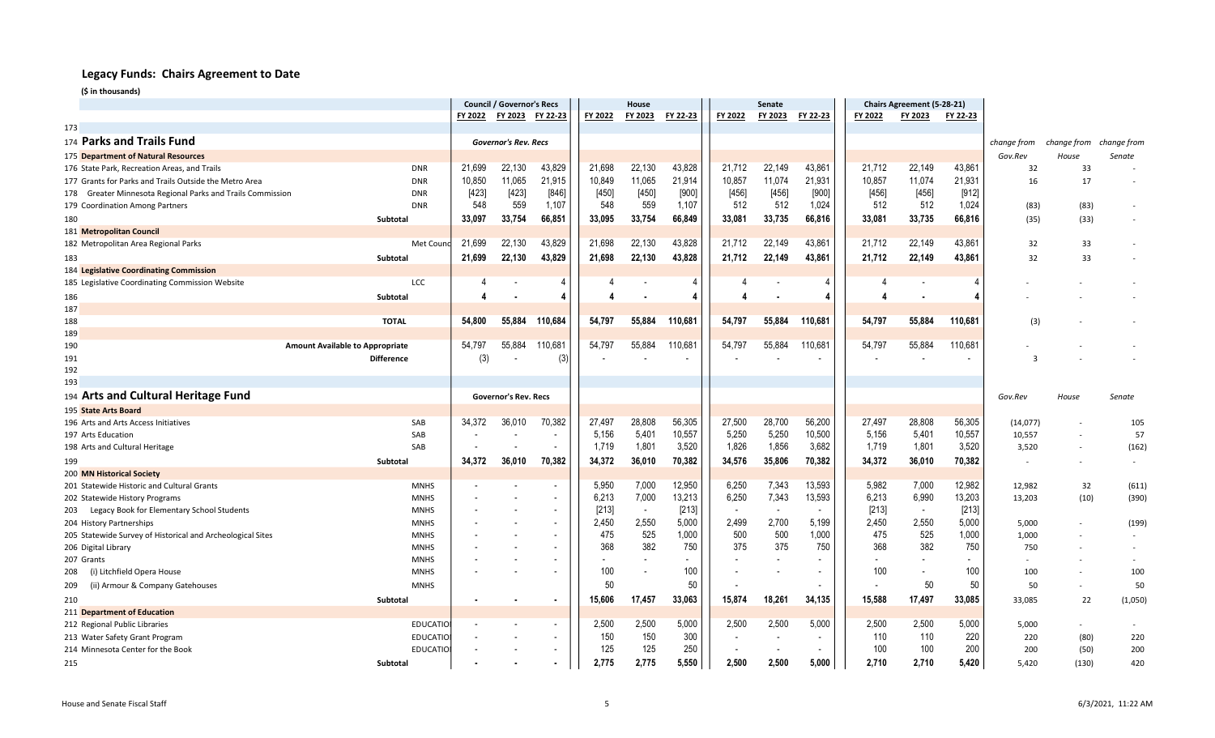## Legacy Funds: Chairs Agreement to Date

**($ in thousands)**

| Row | Item | Agency | Council / Governor's Recs FY 2022 | Council / Governor's Recs FY 2023 | Council / Governor's Recs FY 22-23 | House FY 2022 | House FY 2023 | House FY 22-23 | Senate FY 2022 | Senate FY 2023 | Senate FY 22-23 | Chairs Agreement (5-28-21) FY 2022 | Chairs Agreement (5-28-21) FY 2023 | Chairs Agreement (5-28-21) FY 22-23 | change from | change from | change from |
|---|---|---|---|---|---|---|---|---|---|---|---|---|---|---|---|---|---|
| 173 | | | | | | | | | | | | | | | | | |
| 174 | **Parks and Trails Fund** | | *Governor's Rev. Recs* | | | | | | | | | | | | *Gov.Rev* | *House* | *Senate* |
| 175 | **Department of Natural Resources** | | | | | | | | | | | | | | | | |
| 176 | State Park, Recreation Areas, and Trails | DNR | 21,699 | 22,130 | 43,829 | 21,698 | 22,130 | 43,828 | 21,712 | 22,149 | 43,861 | 21,712 | 22,149 | 43,861 | 32 | 33 | - |
| 177 | Grants for Parks and Trails Outside the Metro Area | DNR | 10,850 | 11,065 | 21,915 | 10,849 | 11,065 | 21,914 | 10,857 | 11,074 | 21,931 | 10,857 | 11,074 | 21,931 | 16 | 17 | - |
| 178 | Greater Minnesota Regional Parks and Trails Commission | DNR | [423] | [423] | [846] | [450] | [450] | [900] | [456] | [456] | [900] | [456] | [456] | [912] | | | |
| 179 | Coordination Among Partners | DNR | 548 | 559 | 1,107 | 548 | 559 | 1,107 | 512 | 512 | 1,024 | 512 | 512 | 1,024 | (83) | (83) | - |
| 180 | **Subtotal** | | **33,097** | **33,754** | **66,851** | **33,095** | **33,754** | **66,849** | **33,081** | **33,735** | **66,816** | **33,081** | **33,735** | **66,816** | (35) | (33) | - |
| 181 | **Metropolitan Council** | | | | | | | | | | | | | | | | |
| 182 | Metropolitan Area Regional Parks | Met Council | 21,699 | 22,130 | 43,829 | 21,698 | 22,130 | 43,828 | 21,712 | 22,149 | 43,861 | 21,712 | 22,149 | 43,861 | 32 | 33 | - |
| 183 | **Subtotal** | | **21,699** | **22,130** | **43,829** | **21,698** | **22,130** | **43,828** | **21,712** | **22,149** | **43,861** | **21,712** | **22,149** | **43,861** | 32 | 33 | - |
| 184 | **Legislative Coordinating Commission** | | | | | | | | | | | | | | | | |
| 185 | Legislative Coordinating Commission Website | LCC | 4 | - | 4 | 4 | - | 4 | 4 | - | 4 | 4 | - | 4 | - | - | - |
| 186 | **Subtotal** | | **4** | **-** | **4** | **4** | **-** | **4** | **4** | **-** | **4** | **4** | **-** | **4** | - | - | - |
| 187 | | | | | | | | | | | | | | | | | |
| 188 | **TOTAL** | | **54,800** | **55,884** | **110,684** | **54,797** | **55,884** | **110,681** | **54,797** | **55,884** | **110,681** | **54,797** | **55,884** | **110,681** | (3) | - | - |
| 189 | | | | | | | | | | | | | | | | | |
| 190 | **Amount Available to Appropriate** | | 54,797 | 55,884 | 110,681 | 54,797 | 55,884 | 110,681 | 54,797 | 55,884 | 110,681 | 54,797 | 55,884 | 110,681 | - | - | - |
| 191 | **Difference** | | (3) | - | (3) | - | - | - | - | - | - | - | - | - | 3 | - | - |
| 192 | | | | | | | | | | | | | | | | | |
| 193 | | | | | | | | | | | | | | | | | |
| 194 | **Arts and Cultural Heritage Fund** | | **Governor's Rev. Recs** | | | | | | | | | | | | *Gov.Rev* | *House* | *Senate* |
| 195 | **State Arts Board** | | | | | | | | | | | | | | | | |
| 196 | Arts and Arts Access Initiatives | SAB | 34,372 | 36,010 | 70,382 | 27,497 | 28,808 | 56,305 | 27,500 | 28,700 | 56,200 | 27,497 | 28,808 | 56,305 | (14,077) | - | 105 |
| 197 | Arts Education | SAB | - | - | - | 5,156 | 5,401 | 10,557 | 5,250 | 5,250 | 10,500 | 5,156 | 5,401 | 10,557 | 10,557 | - | 57 |
| 198 | Arts and Cultural Heritage | SAB | - | - | - | 1,719 | 1,801 | 3,520 | 1,826 | 1,856 | 3,682 | 1,719 | 1,801 | 3,520 | 3,520 | - | (162) |
| 199 | **Subtotal** | | **34,372** | **36,010** | **70,382** | **34,372** | **36,010** | **70,382** | **34,576** | **35,806** | **70,382** | **34,372** | **36,010** | **70,382** | - | - | - |
| 200 | **MN Historical Society** | | | | | | | | | | | | | | | | |
| 201 | Statewide Historic and Cultural Grants | MNHS | - | - | - | 5,950 | 7,000 | 12,950 | 6,250 | 7,343 | 13,593 | 5,982 | 7,000 | 12,982 | 12,982 | 32 | (611) |
| 202 | Statewide History Programs | MNHS | - | - | - | 6,213 | 7,000 | 13,213 | 6,250 | 7,343 | 13,593 | 6,213 | 6,990 | 13,203 | 13,203 | (10) | (390) |
| 203 | Legacy Book for Elementary School Students | MNHS | - | - | - | [213] | - | [213] | - | - | - | [213] | - | [213] | | | |
| 204 | History Partnerships | MNHS | - | - | - | 2,450 | 2,550 | 5,000 | 2,499 | 2,700 | 5,199 | 2,450 | 2,550 | 5,000 | 5,000 | - | (199) |
| 205 | Statewide Survey of Historical and Archeological Sites | MNHS | - | - | - | 475 | 525 | 1,000 | 500 | 500 | 1,000 | 475 | 525 | 1,000 | 1,000 | - | - |
| 206 | Digital Library | MNHS | - | - | - | 368 | 382 | 750 | 375 | 375 | 750 | 368 | 382 | 750 | 750 | - | - |
| 207 | Grants | MNHS | - | - | - | - | - | - | - | - | - | - | - | - | - | - | - |
| 208 | (i) Litchfield Opera House | MNHS | - | - | - | 100 | - | 100 | - | - | - | 100 | - | 100 | 100 | - | 100 |
| 209 | (ii) Armour & Company Gatehouses | MNHS | | | | 50 | | 50 | - | | - | - | 50 | 50 | 50 | - | 50 |
| 210 | **Subtotal** | | **-** | **-** | **-** | **15,606** | **17,457** | **33,063** | **15,874** | **18,261** | **34,135** | **15,588** | **17,497** | **33,085** | 33,085 | 22 | (1,050) |
| 211 | **Department of Education** | | | | | | | | | | | | | | | | |
| 212 | Regional Public Libraries | EDUCATION | - | - | - | 2,500 | 2,500 | 5,000 | 2,500 | 2,500 | 5,000 | 2,500 | 2,500 | 5,000 | 5,000 | - | - |
| 213 | Water Safety Grant Program | EDUCATION | - | - | - | 150 | 150 | 300 | - | - | - | 110 | 110 | 220 | 220 | (80) | 220 |
| 214 | Minnesota Center for the Book | EDUCATION | - | - | - | 125 | 125 | 250 | - | - | - | 100 | 100 | 200 | 200 | (50) | 200 |
| 215 | **Subtotal** | | **-** | **-** | **-** | **2,775** | **2,775** | **5,550** | **2,500** | **2,500** | **5,000** | **2,710** | **2,710** | **5,420** | 5,420 | (130) | 420 |

House and Senate Fiscal Staff — 6/3/2021, 11:22 AM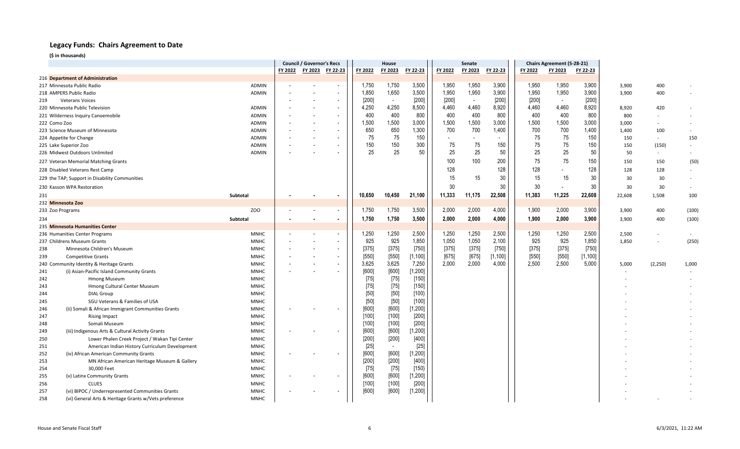## Legacy Funds: Chairs Agreement to Date

**($ in thousands)**

| | | | Council / Governor's Recs | | | House | | | Senate | | | Chairs Agreement (5-28-21) | | | | | |
|---|---|---|---|---|---|---|---|---|---|---|---|---|---|---|---|---|---|
| | | | FY 2022 | FY 2023 | FY 22-23 | FY 2022 | FY 2023 | FY 22-23 | FY 2022 | FY 2023 | FY 22-23 | FY 2022 | FY 2023 | FY 22-23 | | | |
| 216 | **Department of Administration** | | | | | | | | | | | | | | | | |
| 217 | Minnesota Public Radio | ADMIN | - | - | - | 1,750 | 1,750 | 3,500 | 1,950 | 1,950 | 3,900 | 1,950 | 1,950 | 3,900 | 3,900 | 400 | - |
| 218 | AMPERS Public Radio | ADMIN | - | - | - | 1,850 | 1,650 | 3,500 | 1,950 | 1,950 | 3,900 | 1,950 | 1,950 | 3,900 | 3,900 | 400 | - |
| 219 | Veterans Voices | | - | - | - | [200] | - | [200] | [200] | - | [200] | [200] | - | [200] | | | |
| 220 | Minnesota Public Television | ADMIN | - | - | - | 4,250 | 4,250 | 8,500 | 4,460 | 4,460 | 8,920 | 4,460 | 4,460 | 8,920 | 8,920 | 420 | - |
| 221 | Wilderness Inquiry Canoemobile | ADMIN | - | - | - | 400 | 400 | 800 | 400 | 400 | 800 | 400 | 400 | 800 | 800 | - | - |
| 222 | Como Zoo | ADMIN | - | - | - | 1,500 | 1,500 | 3,000 | 1,500 | 1,500 | 3,000 | 1,500 | 1,500 | 3,000 | 3,000 | - | - |
| 223 | Science Museum of Minnesota | ADMIN | - | - | - | 650 | 650 | 1,300 | 700 | 700 | 1,400 | 700 | 700 | 1,400 | 1,400 | 100 | - |
| 224 | Appetite for Change | ADMIN | - | - | - | 75 | 75 | 150 | - | - | - | 75 | 75 | 150 | 150 | - | 150 |
| 225 | Lake Superior Zoo | ADMIN | - | - | - | 150 | 150 | 300 | 75 | 75 | 150 | 75 | 75 | 150 | 150 | (150) | - |
| 226 | Midwest Outdoors Unlimited | ADMIN | - | - | - | 25 | 25 | 50 | 25 | 25 | 50 | 25 | 25 | 50 | 50 | - | - |
| 227 | Veteran Memorial Matching Grants | | | | | | | | 100 | 100 | 200 | 75 | 75 | 150 | 150 | 150 | (50) |
| 228 | Disabled Veterans Rest Camp | | | | | | | | 128 | | 128 | 128 | - | 128 | 128 | 128 | - |
| 229 | the TAP; Support in Disability Communities | | | | | | | | 15 | 15 | 30 | 15 | 15 | 30 | 30 | 30 | - |
| 230 | Kasson WPA Restoration | | | | | | | | 30 | | 30 | 30 | - | 30 | 30 | 30 | - |
| 231 | | Subtotal | - | - | - | 10,650 | 10,450 | 21,100 | 11,333 | 11,175 | 22,508 | 11,383 | 11,225 | 22,608 | 22,608 | 1,508 | 100 |
| 232 | **Minnesota Zoo** | | | | | | | | | | | | | | | | |
| 233 | Zoo Programs | ZOO | - | - | - | 1,750 | 1,750 | 3,500 | 2,000 | 2,000 | 4,000 | 1,900 | 2,000 | 3,900 | 3,900 | 400 | (100) |
| 234 | | Subtotal | - | - | - | 1,750 | 1,750 | 3,500 | 2,000 | 2,000 | 4,000 | 1,900 | 2,000 | 3,900 | 3,900 | 400 | (100) |
| 235 | **Minnesota Humanities Center** | | | | | | | | | | | | | | | | |
| 236 | Humanities Center Programs | MNHC | - | - | - | 1,250 | 1,250 | 2,500 | 1,250 | 1,250 | 2,500 | 1,250 | 1,250 | 2,500 | 2,500 | - | - |
| 237 | Childrens Museum Grants | MNHC | - | - | - | 925 | 925 | 1,850 | 1,050 | 1,050 | 2,100 | 925 | 925 | 1,850 | 1,850 | - | (250) |
| 238 | Minnesota Children's Museum | MNHC | - | - | - | [375] | [375] | [750] | [375] | [375] | [750] | [375] | [375] | [750] | | | |
| 239 | Competitive Grants | MNHC | - | - | - | [550] | [550] | [1,100] | [675] | [675] | [1,100] | [550] | [550] | [1,100] | | | |
| 240 | Community Identity & Heritage Grants | MNHC | - | - | - | 3,625 | 3,625 | 7,250 | 2,000 | 2,000 | 4,000 | 2,500 | 2,500 | 5,000 | 5,000 | (2,250) | 1,000 |
| 241 | (i) Asian-Pacific Island Community Grants | MNHC | - | - | - | [600] | [600] | [1,200] | | | | | | | - | | - |
| 242 | Hmong Museum | MNHC | | | | [75] | [75] | [150] | | | | | | | - | | - |
| 243 | Hmong Cultural Center Museum | MNHC | | | | [75] | [75] | [150] | | | | | | | - | | - |
| 244 | DIAL Group | MNHC | | | | [50] | [50] | [100] | | | | | | | - | | - |
| 245 | SGU Veterans & Families of USA | MNHC | | | | [50] | [50] | [100] | | | | | | | - | | - |
| 246 | (ii) Somali & African Immigrant Communities Grants | MNHC | - | - | - | [600] | [600] | [1,200] | | | | | | | - | | - |
| 247 | Rising Impact | MNHC | | | | [100] | [100] | [200] | | | | | | | - | | - |
| 248 | Somali Museum | MNHC | | | | [100] | [100] | [200] | | | | | | | - | | - |
| 249 | (iii) Indigenous Arts & Cultural Activity Grants | MNHC | - | - | - | [600] | [600] | [1,200] | | | | | | | - | | - |
| 250 | Lower Phalen Creek Project / Wakan Tipi Center | MNHC | | | | [200] | [200] | [400] | | | | | | | - | | - |
| 251 | American Indian History Curriculum Development | MNHC | | | | [25] | - | [25] | | | | | | | - | | - |
| 252 | (iv) African American Community Grants | MNHC | - | - | - | [600] | [600] | [1,200] | | | | | | | - | | - |
| 253 | MN African American Heritage Museum & Gallery | MNHC | | | | [200] | [200] | [400] | | | | | | | - | | - |
| 254 | 30,000 Feet | MNHC | | | | [75] | [75] | [150] | | | | | | | - | | - |
| 255 | (v) Latinx Community Grants | MNHC | - | - | - | [600] | [600] | [1,200] | | | | | | | - | | - |
| 256 | CLUES | MNHC | | | | [100] | [100] | [200] | | | | | | | - | | - |
| 257 | (vi) BIPOC / Underrepresented Communities Grants | MNHC | - | - | - | [600] | [600] | [1,200] | | | | | | | - | | - |
| 258 | (vi) General Arts & Heritage Grants w/Vets preference | MNHC | | | | | | | | | | | | | - | - | - |

House and Senate Fiscal Staff — 6/3/2021, 11:22 AM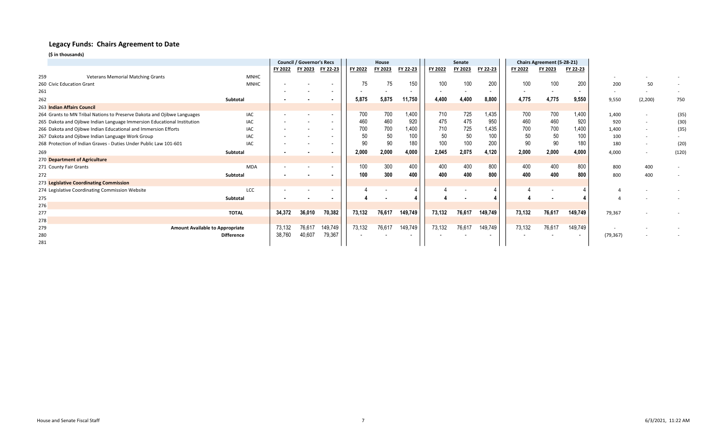## Legacy Funds: Chairs Agreement to Date

**($ in thousands)**

| | | | Council / Governor's Recs | | | House | | | Senate | | | Chairs Agreement (5-28-21) | | | | | |
|---|---|---|---|---|---|---|---|---|---|---|---|---|---|---|---|---|---|
| | | | FY 2022 | FY 2023 | FY 22-23 | FY 2022 | FY 2023 | FY 22-23 | FY 2022 | FY 2023 | FY 22-23 | FY 2022 | FY 2023 | FY 22-23 | | | |
| 259 | Veterans Memorial Matching Grants | MNHC | | | | | | | | | | | | | - | - | - |
| 260 | Civic Education Grant | MNHC | - | - | - | 75 | 75 | 150 | 100 | 100 | 200 | 100 | 100 | 200 | 200 | 50 | - |
| 261 | | | - | - | - | - | - | - | - | - | - | - | - | - | - | - | - |
| 262 | Subtotal | | - | - | - | **5,875** | **5,875** | **11,750** | **4,400** | **4,400** | **8,800** | **4,775** | **4,775** | **9,550** | 9,550 | (2,200) | 750 |
| 263 | **Indian Affairs Council** | | | | | | | | | | | | | | | | |
| 264 | Grants to MN Tribal Nations to Preserve Dakota and Ojibwe Languages | IAC | - | - | - | 700 | 700 | 1,400 | 710 | 725 | 1,435 | 700 | 700 | 1,400 | 1,400 | - | (35) |
| 265 | Dakota and Ojibwe Indian Language Immersion Educational Institution | IAC | - | - | - | 460 | 460 | 920 | 475 | 475 | 950 | 460 | 460 | 920 | 920 | - | (30) |
| 266 | Dakota and Ojibwe Indian Educational and Immersion Efforts | IAC | - | - | - | 700 | 700 | 1,400 | 710 | 725 | 1,435 | 700 | 700 | 1,400 | 1,400 | - | (35) |
| 267 | Dakota and Ojibwe Indian Language Work Group | IAC | - | - | - | 50 | 50 | 100 | 50 | 50 | 100 | 50 | 50 | 100 | 100 | - | - |
| 268 | Protection of Indian Graves - Duties Under Public Law 101-601 | IAC | - | - | - | 90 | 90 | 180 | 100 | 100 | 200 | 90 | 90 | 180 | 180 | - | (20) |
| 269 | Subtotal | | - | - | - | **2,000** | **2,000** | **4,000** | **2,045** | **2,075** | **4,120** | **2,000** | **2,000** | **4,000** | 4,000 | - | (120) |
| 270 | **Department of Agriculture** | | | | | | | | | | | | | | | | |
| 271 | County Fair Grants | MDA | - | - | - | 100 | 300 | 400 | 400 | 400 | 800 | 400 | 400 | 800 | 800 | 400 | - |
| 272 | Subtotal | | - | - | - | **100** | **300** | **400** | **400** | **400** | **800** | **400** | **400** | **800** | 800 | 400 | - |
| 273 | **Legislative Coordinating Commission** | | | | | | | | | | | | | | | | |
| 274 | Legislative Coordinating Commission Website | LCC | - | - | - | 4 | - | 4 | 4 | - | 4 | 4 | - | 4 | 4 | - | - |
| 275 | Subtotal | | - | - | - | **4** | - | **4** | **4** | - | **4** | **4** | - | **4** | 4 | - | - |
| 276 | | | | | | | | | | | | | | | | | |
| 277 | TOTAL | | **34,372** | **36,010** | **70,382** | **73,132** | **76,617** | **149,749** | **73,132** | **76,617** | **149,749** | **73,132** | **76,617** | **149,749** | 79,367 | - | - |
| 278 | | | | | | | | | | | | | | | | | |
| 279 | Amount Available to Appropriate | | 73,132 | 76,617 | 149,749 | 73,132 | 76,617 | 149,749 | 73,132 | 76,617 | 149,749 | 73,132 | 76,617 | 149,749 | - | - | - |
| 280 | Difference | | 38,760 | 40,607 | 79,367 | - | - | - | - | - | - | - | - | - | (79,367) | - | - |
| 281 | | | | | | | | | | | | | | | | | |

House and Senate Fiscal Staff

6/3/2021, 11:22 AM